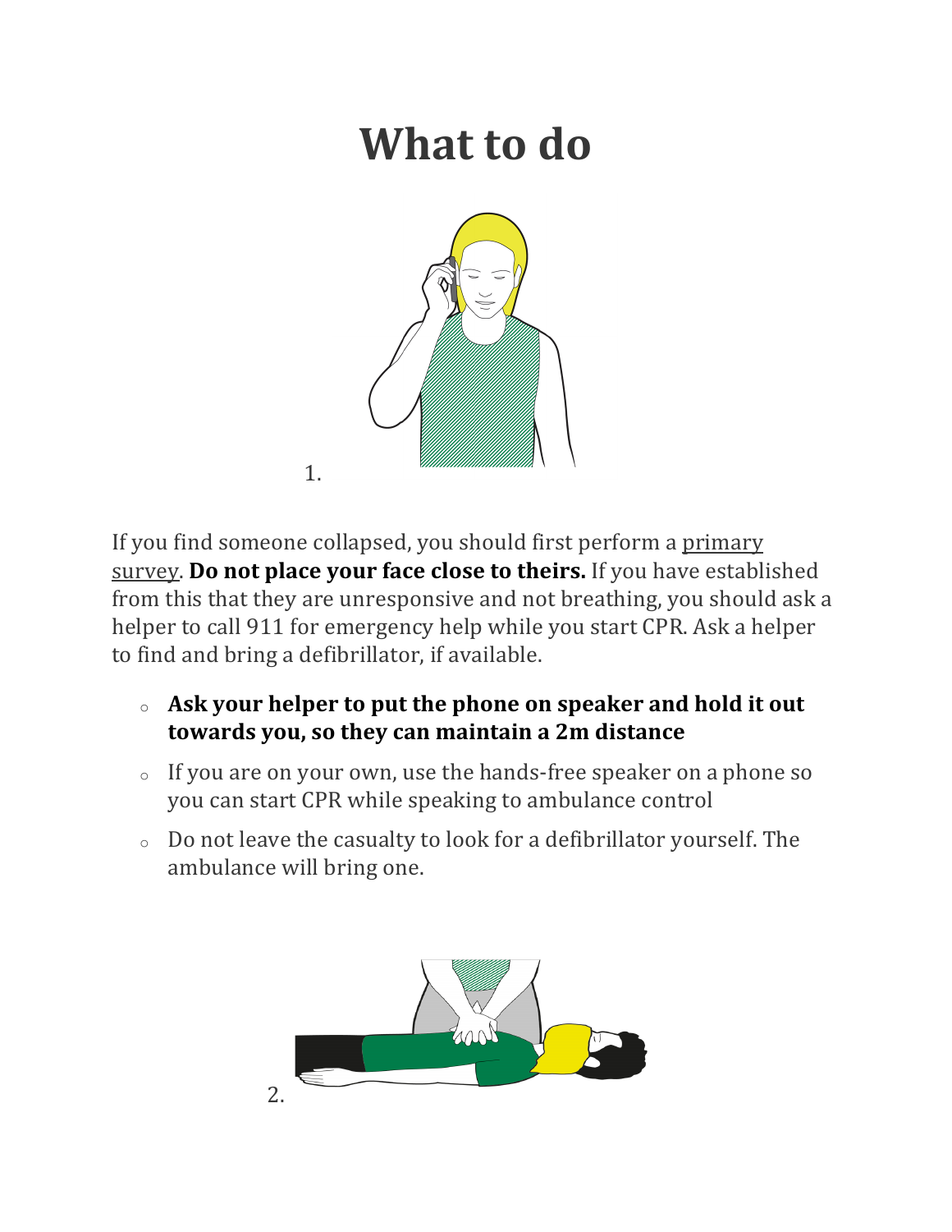# What to do

1.

If you find someone collapsed, you should first perform a primary survey. **Do not place your face close to theirs.** If you have established from this that they are unresponsive and not breathing, you should ask a helper to call 911 for emergency help while you start CPR. Ask a helper to find and bring a defibrillator, if available.

- **Ask your helper to put the phone on speaker and hold it out towards you, so they can maintain a 2m distance**
- If you are on your own, use the hands-free speaker on a phone so you can start CPR while speaking to ambulance control
- Do not leave the casualty to look for a defibrillator yourself. The ambulance will bring one.

2.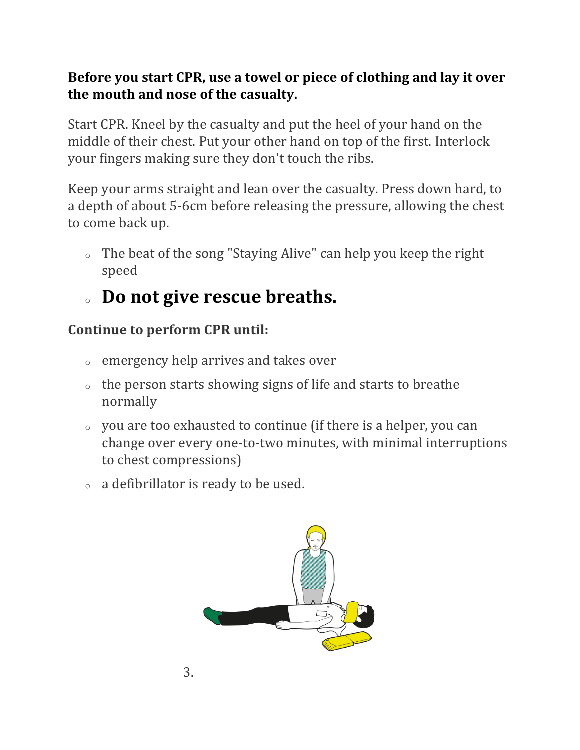**Before you start CPR, use a towel or piece of clothing and lay it over the mouth and nose of the casualty.**

Start CPR. Kneel by the casualty and put the heel of your hand on the middle of their chest. Put your other hand on top of the first. Interlock your fingers making sure they don't touch the ribs.

Keep your arms straight and lean over the casualty. Press down hard, to a depth of about 5-6cm before releasing the pressure, allowing the chest to come back up.

- The beat of the song "Staying Alive" can help you keep the right speed
- ## Do not give rescue breaths.

**Continue to perform CPR until:**

- emergency help arrives and takes over
- the person starts showing signs of life and starts to breathe normally
- you are too exhausted to continue (if there is a helper, you can change over every one-to-two minutes, with minimal interruptions to chest compressions)
- a defibrillator is ready to be used.

3.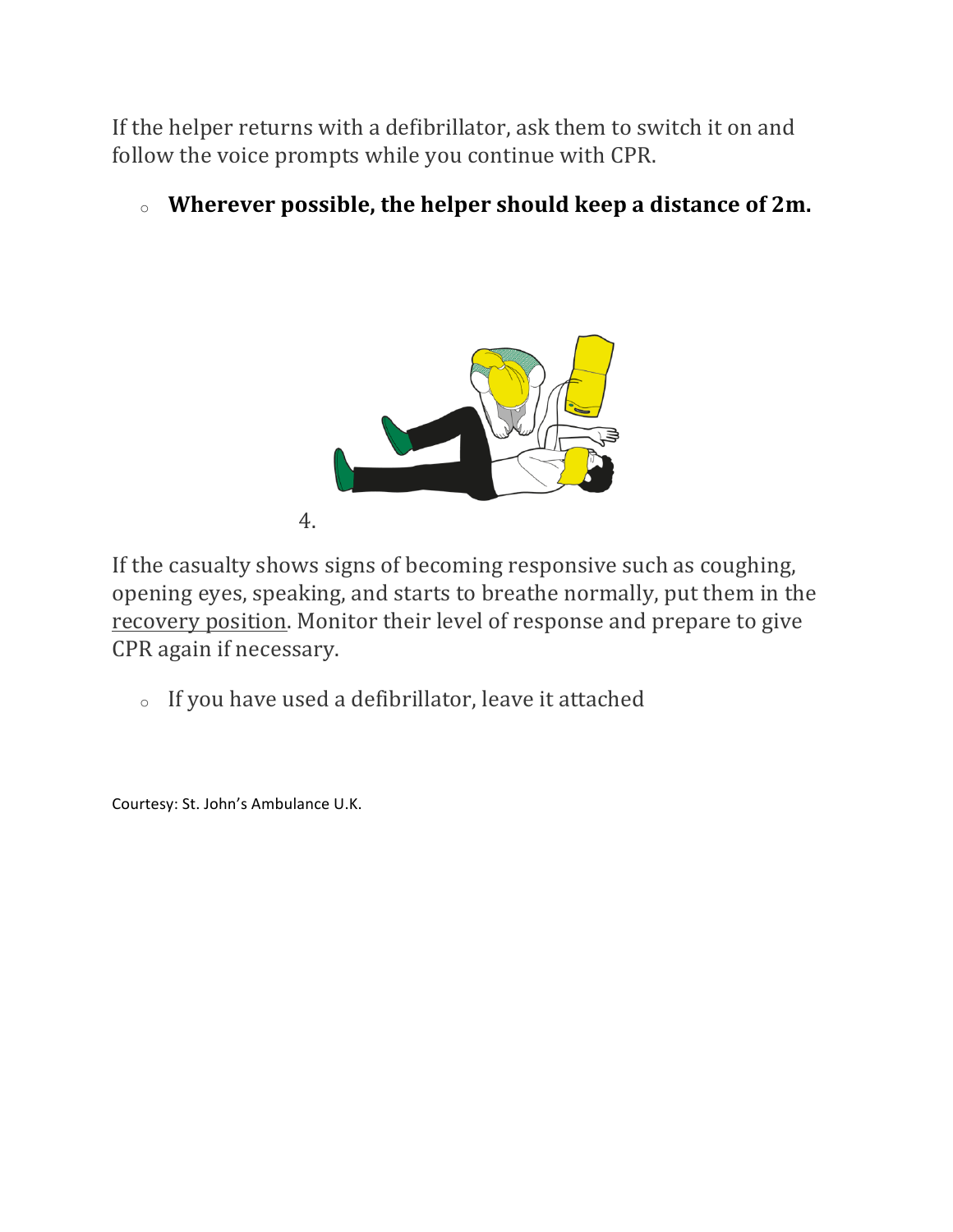If the helper returns with a defibrillator, ask them to switch it on and follow the voice prompts while you continue with CPR.

- **Wherever possible, the helper should keep a distance of 2m.**

4.

If the casualty shows signs of becoming responsive such as coughing, opening eyes, speaking, and starts to breathe normally, put them in the recovery position. Monitor their level of response and prepare to give CPR again if necessary.

- If you have used a defibrillator, leave it attached

Courtesy: St. John's Ambulance U.K.